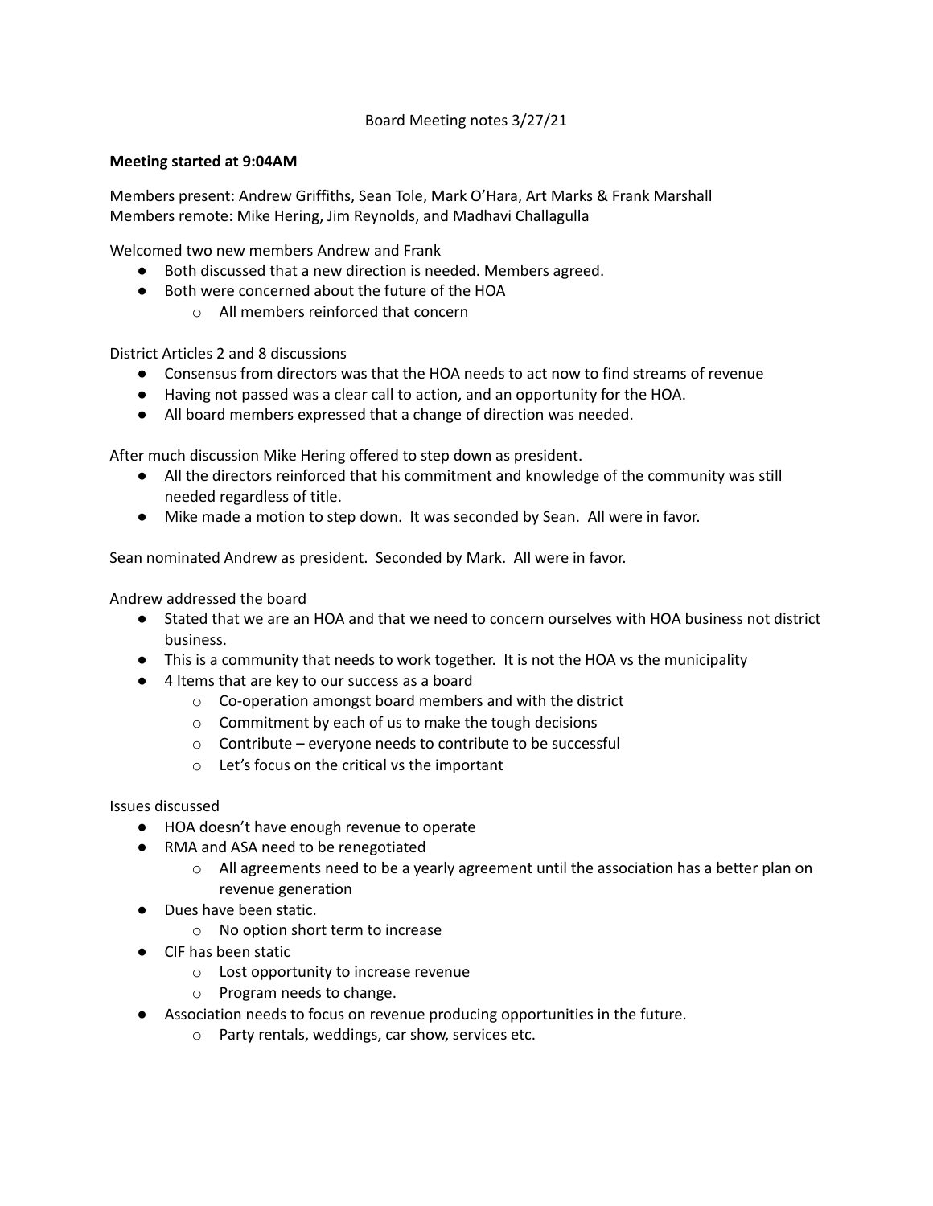Board Meeting notes 3/27/21

**Meeting started at 9:04AM**

Members present: Andrew Griffiths, Sean Tole, Mark O'Hara, Art Marks & Frank Marshall
Members remote: Mike Hering, Jim Reynolds, and Madhavi Challagulla

Welcomed two new members Andrew and Frank

- Both discussed that a new direction is needed. Members agreed.
- Both were concerned about the future of the HOA
    - All members reinforced that concern

District Articles 2 and 8 discussions

- Consensus from directors was that the HOA needs to act now to find streams of revenue
- Having not passed was a clear call to action, and an opportunity for the HOA.
- All board members expressed that a change of direction was needed.

After much discussion Mike Hering offered to step down as president.

- All the directors reinforced that his commitment and knowledge of the community was still needed regardless of title.
- Mike made a motion to step down. It was seconded by Sean. All were in favor.

Sean nominated Andrew as president. Seconded by Mark. All were in favor.

Andrew addressed the board

- Stated that we are an HOA and that we need to concern ourselves with HOA business not district business.
- This is a community that needs to work together. It is not the HOA vs the municipality
- 4 Items that are key to our success as a board
    - Co-operation amongst board members and with the district
    - Commitment by each of us to make the tough decisions
    - Contribute – everyone needs to contribute to be successful
    - Let's focus on the critical vs the important

Issues discussed

- HOA doesn't have enough revenue to operate
- RMA and ASA need to be renegotiated
    - All agreements need to be a yearly agreement until the association has a better plan on revenue generation
- Dues have been static.
    - No option short term to increase
- CIF has been static
    - Lost opportunity to increase revenue
    - Program needs to change.
- Association needs to focus on revenue producing opportunities in the future.
    - Party rentals, weddings, car show, services etc.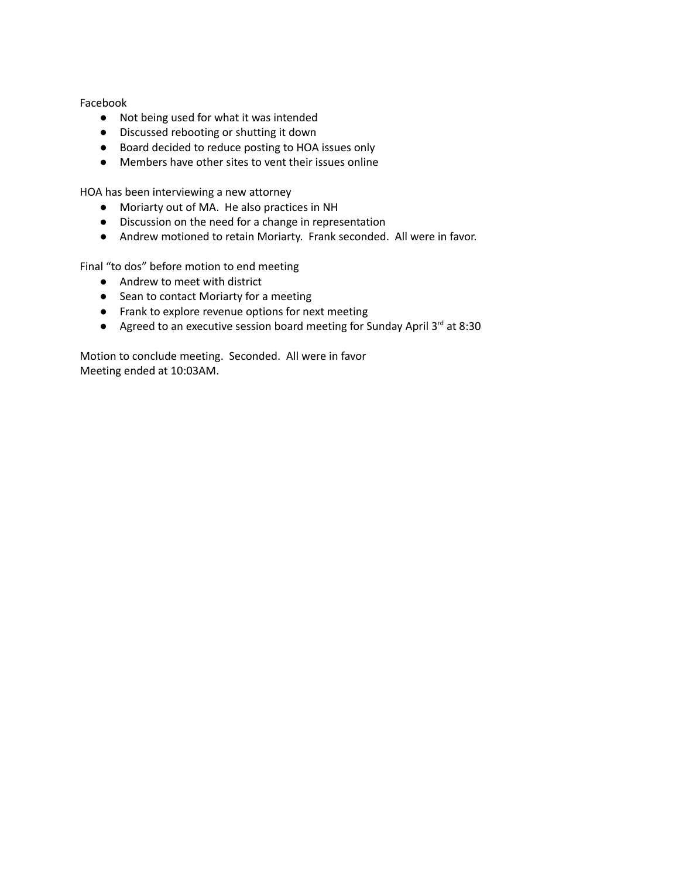Facebook

- Not being used for what it was intended
- Discussed rebooting or shutting it down
- Board decided to reduce posting to HOA issues only
- Members have other sites to vent their issues online

HOA has been interviewing a new attorney

- Moriarty out of MA.  He also practices in NH
- Discussion on the need for a change in representation
- Andrew motioned to retain Moriarty.  Frank seconded.  All were in favor.

Final "to dos" before motion to end meeting

- Andrew to meet with district
- Sean to contact Moriarty for a meeting
- Frank to explore revenue options for next meeting
- Agreed to an executive session board meeting for Sunday April 3rd at 8:30

Motion to conclude meeting.  Seconded.  All were in favor
Meeting ended at 10:03AM.